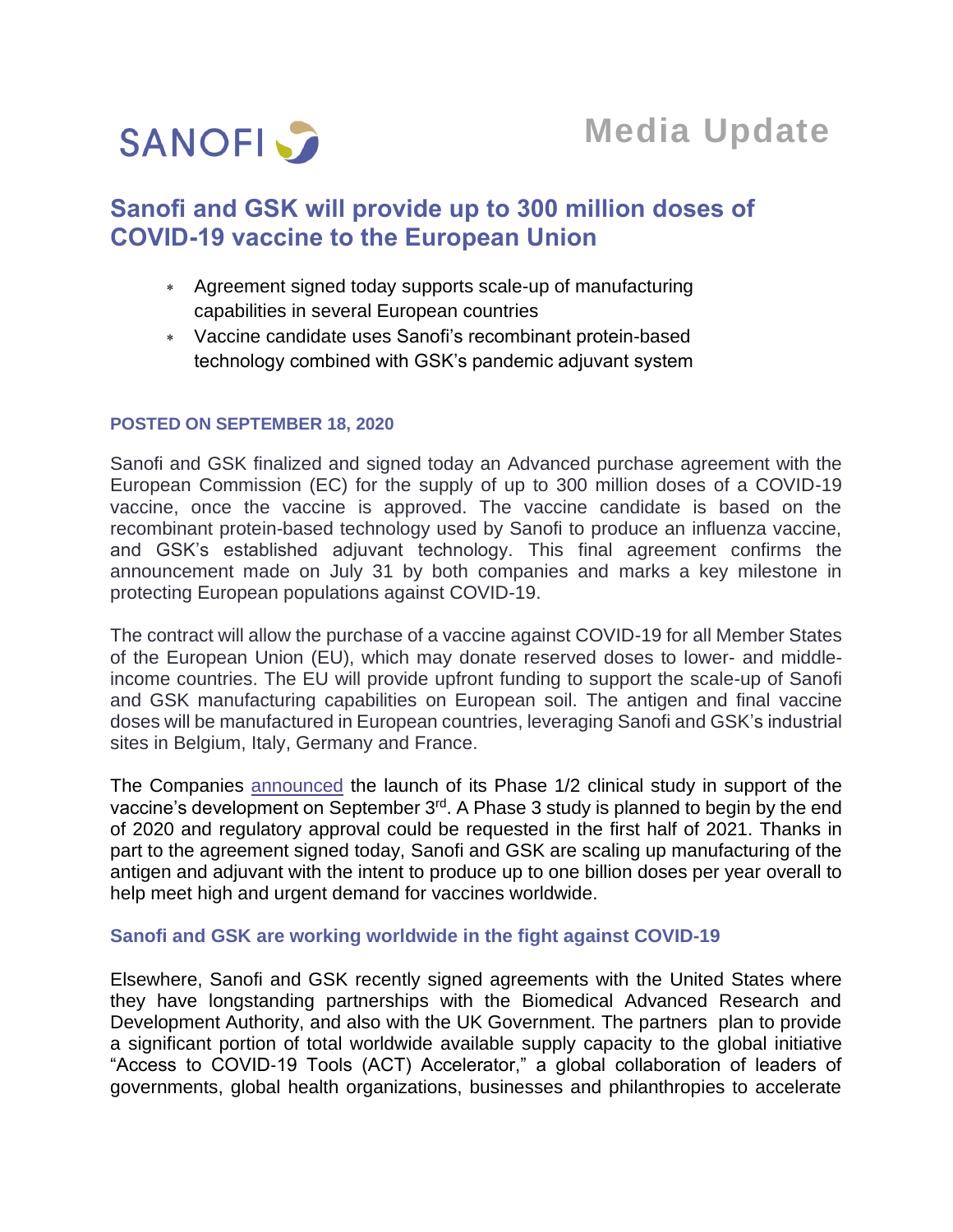SANOFI

Media Update

# Sanofi and GSK will provide up to 300 million doses of COVID-19 vaccine to the European Union

- Agreement signed today supports scale-up of manufacturing capabilities in several European countries
- Vaccine candidate uses Sanofi's recombinant protein-based technology combined with GSK's pandemic adjuvant system

**POSTED ON SEPTEMBER 18, 2020**

Sanofi and GSK finalized and signed today an Advanced purchase agreement with the European Commission (EC) for the supply of up to 300 million doses of a COVID-19 vaccine, once the vaccine is approved. The vaccine candidate is based on the recombinant protein-based technology used by Sanofi to produce an influenza vaccine, and GSK's established adjuvant technology. This final agreement confirms the announcement made on July 31 by both companies and marks a key milestone in protecting European populations against COVID-19.

The contract will allow the purchase of a vaccine against COVID-19 for all Member States of the European Union (EU), which may donate reserved doses to lower- and middle-income countries. The EU will provide upfront funding to support the scale-up of Sanofi and GSK manufacturing capabilities on European soil. The antigen and final vaccine doses will be manufactured in European countries, leveraging Sanofi and GSK's industrial sites in Belgium, Italy, Germany and France.

The Companies announced the launch of its Phase 1/2 clinical study in support of the vaccine's development on September 3rd. A Phase 3 study is planned to begin by the end of 2020 and regulatory approval could be requested in the first half of 2021. Thanks in part to the agreement signed today, Sanofi and GSK are scaling up manufacturing of the antigen and adjuvant with the intent to produce up to one billion doses per year overall to help meet high and urgent demand for vaccines worldwide.

## Sanofi and GSK are working worldwide in the fight against COVID-19

Elsewhere, Sanofi and GSK recently signed agreements with the United States where they have longstanding partnerships with the Biomedical Advanced Research and Development Authority, and also with the UK Government. The partners plan to provide a significant portion of total worldwide available supply capacity to the global initiative "Access to COVID-19 Tools (ACT) Accelerator," a global collaboration of leaders of governments, global health organizations, businesses and philanthropies to accelerate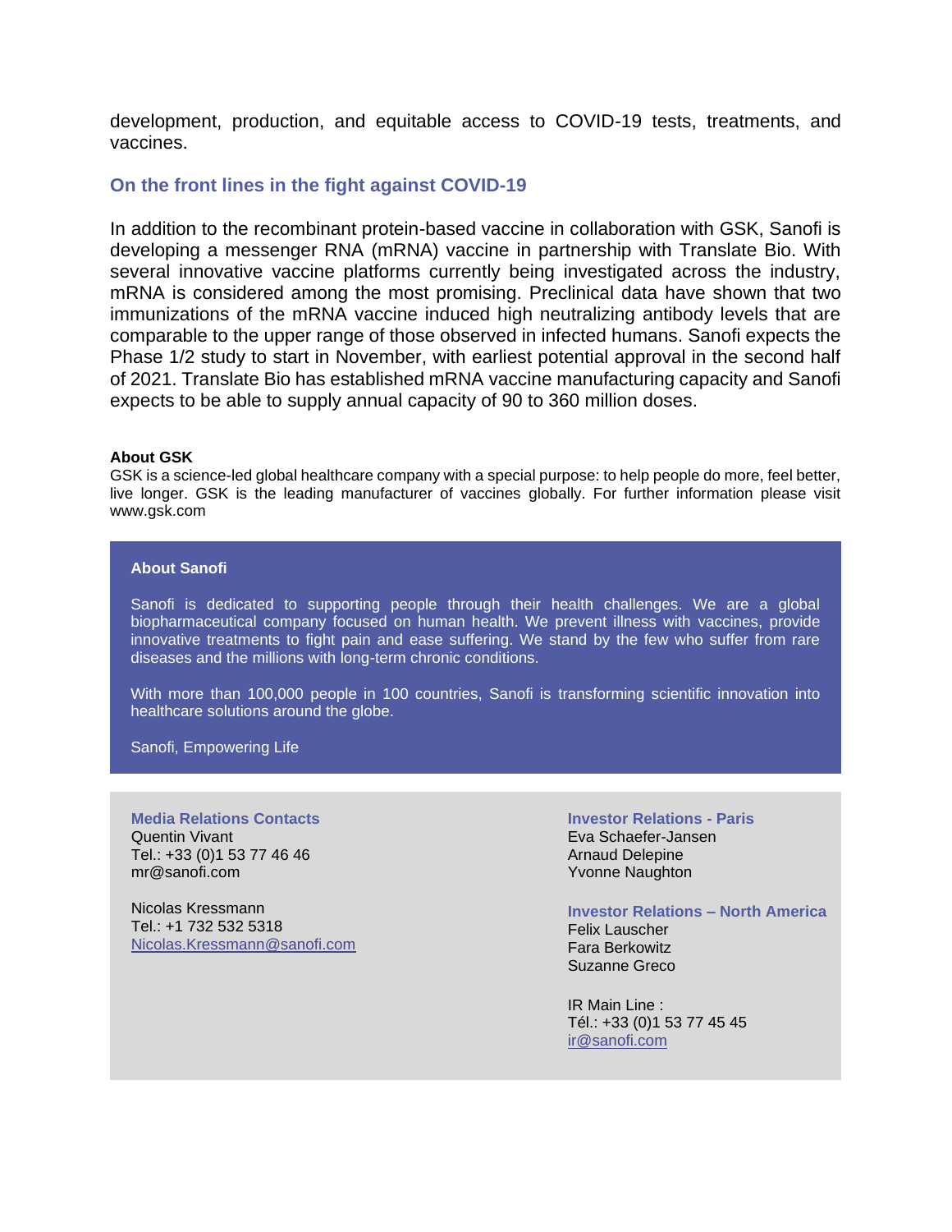development, production, and equitable access to COVID-19 tests, treatments, and vaccines.

## On the front lines in the fight against COVID-19

In addition to the recombinant protein-based vaccine in collaboration with GSK, Sanofi is developing a messenger RNA (mRNA) vaccine in partnership with Translate Bio. With several innovative vaccine platforms currently being investigated across the industry, mRNA is considered among the most promising. Preclinical data have shown that two immunizations of the mRNA vaccine induced high neutralizing antibody levels that are comparable to the upper range of those observed in infected humans. Sanofi expects the Phase 1/2 study to start in November, with earliest potential approval in the second half of 2021. Translate Bio has established mRNA vaccine manufacturing capacity and Sanofi expects to be able to supply annual capacity of 90 to 360 million doses.

**About GSK**

GSK is a science-led global healthcare company with a special purpose: to help people do more, feel better, live longer. GSK is the leading manufacturer of vaccines globally. For further information please visit www.gsk.com

**About Sanofi**

Sanofi is dedicated to supporting people through their health challenges. We are a global biopharmaceutical company focused on human health. We prevent illness with vaccines, provide innovative treatments to fight pain and ease suffering. We stand by the few who suffer from rare diseases and the millions with long-term chronic conditions.

With more than 100,000 people in 100 countries, Sanofi is transforming scientific innovation into healthcare solutions around the globe.

Sanofi, Empowering Life

**Media Relations Contacts**
Quentin Vivant
Tel.: +33 (0)1 53 77 46 46
mr@sanofi.com

Nicolas Kressmann
Tel.: +1 732 532 5318
Nicolas.Kressmann@sanofi.com

**Investor Relations - Paris**
Eva Schaefer-Jansen
Arnaud Delepine
Yvonne Naughton

**Investor Relations – North America**
Felix Lauscher
Fara Berkowitz
Suzanne Greco

IR Main Line :
Tél.: +33 (0)1 53 77 45 45
ir@sanofi.com